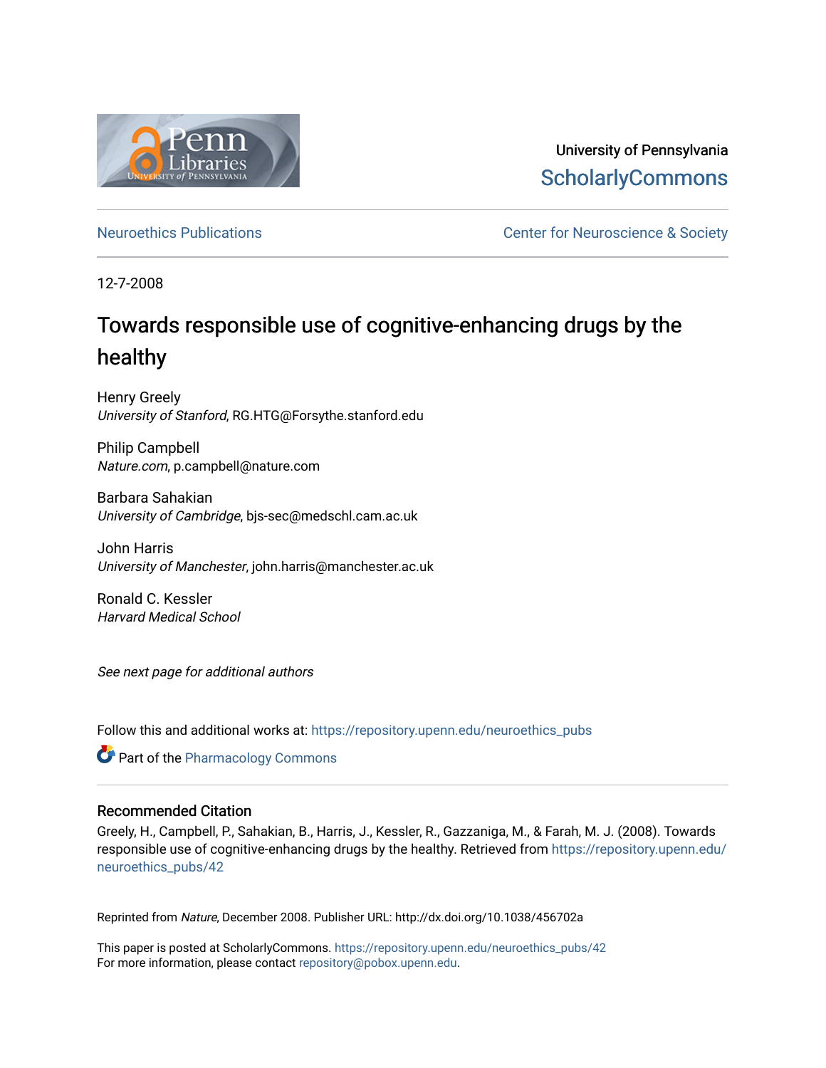University of Pennsylvania
ScholarlyCommons

Neuroethics Publications

Center for Neuroscience & Society

12-7-2008

# Towards responsible use of cognitive-enhancing drugs by the healthy

Henry Greely
*University of Stanford*, RG.HTG@Forsythe.stanford.edu

Philip Campbell
*Nature.com*, p.campbell@nature.com

Barbara Sahakian
*University of Cambridge*, bjs-sec@medschl.cam.ac.uk

John Harris
*University of Manchester*, john.harris@manchester.ac.uk

Ronald C. Kessler
*Harvard Medical School*

*See next page for additional authors*

Follow this and additional works at: https://repository.upenn.edu/neuroethics_pubs

Part of the Pharmacology Commons

### Recommended Citation

Greely, H., Campbell, P., Sahakian, B., Harris, J., Kessler, R., Gazzaniga, M., & Farah, M. J. (2008). Towards responsible use of cognitive-enhancing drugs by the healthy. Retrieved from https://repository.upenn.edu/neuroethics_pubs/42

Reprinted from *Nature*, December 2008. Publisher URL: http://dx.doi.org/10.1038/456702a

This paper is posted at ScholarlyCommons. https://repository.upenn.edu/neuroethics_pubs/42
For more information, please contact repository@pobox.upenn.edu.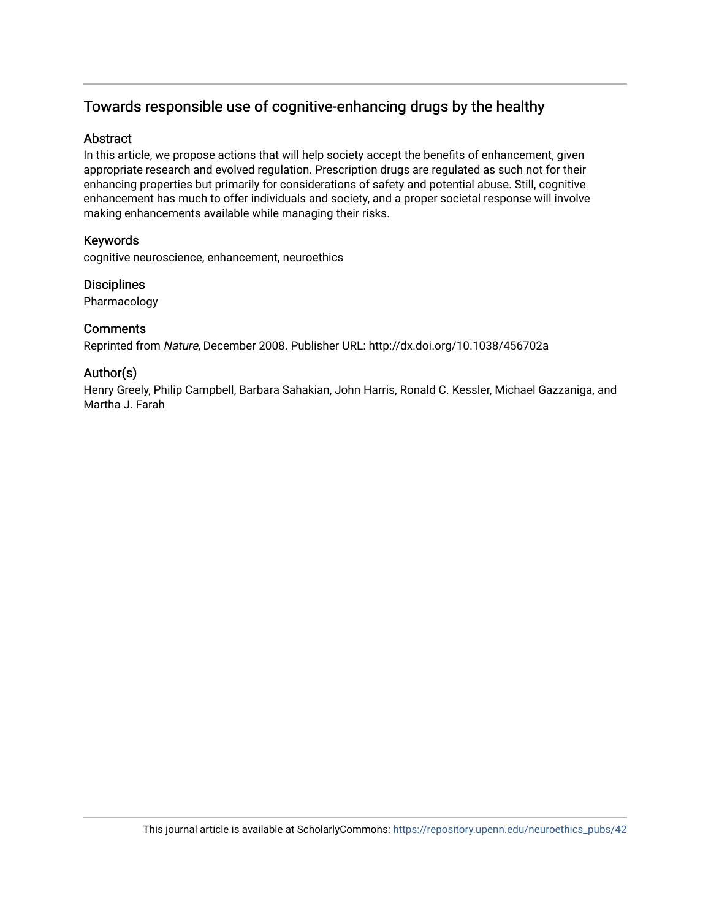# Towards responsible use of cognitive-enhancing drugs by the healthy

## Abstract

In this article, we propose actions that will help society accept the benefits of enhancement, given appropriate research and evolved regulation. Prescription drugs are regulated as such not for their enhancing properties but primarily for considerations of safety and potential abuse. Still, cognitive enhancement has much to offer individuals and society, and a proper societal response will involve making enhancements available while managing their risks.

## Keywords

cognitive neuroscience, enhancement, neuroethics

## Disciplines

Pharmacology

## Comments

Reprinted from *Nature*, December 2008. Publisher URL: http://dx.doi.org/10.1038/456702a

## Author(s)

Henry Greely, Philip Campbell, Barbara Sahakian, John Harris, Ronald C. Kessler, Michael Gazzaniga, and Martha J. Farah

This journal article is available at ScholarlyCommons: https://repository.upenn.edu/neuroethics_pubs/42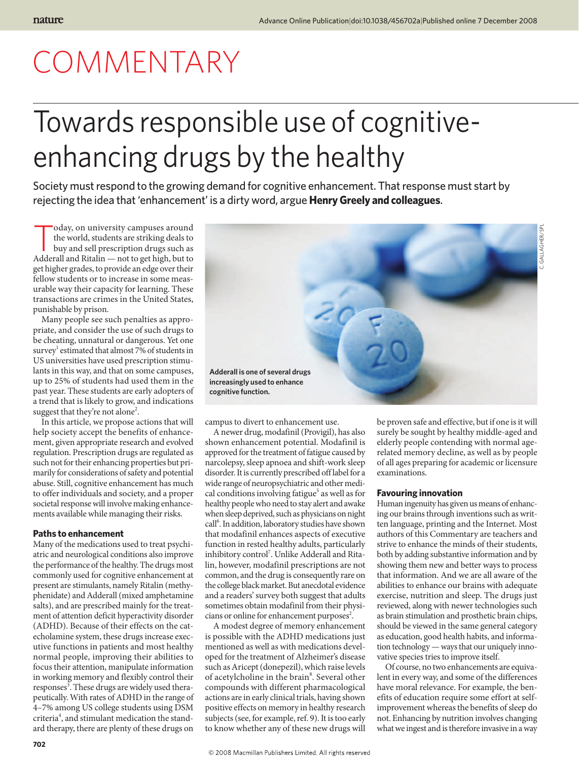# COMMENTARY

# Towards responsible use of cognitive-enhancing drugs by the healthy

Society must respond to the growing demand for cognitive enhancement. That response must start by rejecting the idea that 'enhancement' is a dirty word, argue **Henry Greely and colleagues**.

Today, on university campuses around the world, students are striking deals to buy and sell prescription drugs such as Adderall and Ritalin — not to get high, but to get higher grades, to provide an edge over their fellow students or to increase in some measurable way their capacity for learning. These transactions are crimes in the United States, punishable by prison.

Many people see such penalties as appropriate, and consider the use of such drugs to be cheating, unnatural or dangerous. Yet one survey[1] estimated that almost 7% of students in US universities have used prescription stimulants in this way, and that on some campuses, up to 25% of students had used them in the past year. These students are early adopters of a trend that is likely to grow, and indications suggest that they're not alone[2].

In this article, we propose actions that will help society accept the benefits of enhancement, given appropriate research and evolved regulation. Prescription drugs are regulated as such not for their enhancing properties but primarily for considerations of safety and potential abuse. Still, cognitive enhancement has much to offer individuals and society, and a proper societal response will involve making enhancements available while managing their risks.

Adderall is one of several drugs increasingly used to enhance cognitive function.

### Paths to enhancement

Many of the medications used to treat psychiatric and neurological conditions also improve the performance of the healthy. The drugs most commonly used for cognitive enhancement at present are stimulants, namely Ritalin (methylphenidate) and Adderall (mixed amphetamine salts), and are prescribed mainly for the treatment of attention deficit hyperactivity disorder (ADHD). Because of their effects on the catecholamine system, these drugs increase executive functions in patients and most healthy normal people, improving their abilities to focus their attention, manipulate information in working memory and flexibly control their responses[3]. These drugs are widely used therapeutically. With rates of ADHD in the range of 4–7% among US college students using DSM criteria[4], and stimulant medication the standard therapy, there are plenty of these drugs on campus to divert to enhancement use.

A newer drug, modafinil (Provigil), has also shown enhancement potential. Modafinil is approved for the treatment of fatigue caused by narcolepsy, sleep apnoea and shift-work sleep disorder. It is currently prescribed off label for a wide range of neuropsychiatric and other medical conditions involving fatigue[5] as well as for healthy people who need to stay alert and awake when sleep deprived, such as physicians on night call[6]. In addition, laboratory studies have shown that modafinil enhances aspects of executive function in rested healthy adults, particularly inhibitory control[7]. Unlike Adderall and Ritalin, however, modafinil prescriptions are not common, and the drug is consequently rare on the college black market. But anecdotal evidence and a readers' survey both suggest that adults sometimes obtain modafinil from their physicians or online for enhancement purposes[2].

A modest degree of memory enhancement is possible with the ADHD medications just mentioned as well as with medications developed for the treatment of Alzheimer's disease such as Aricept (donepezil), which raise levels of acetylcholine in the brain[8]. Several other compounds with different pharmacological actions are in early clinical trials, having shown positive effects on memory in healthy research subjects (see, for example, ref. 9). It is too early to know whether any of these new drugs will be proven safe and effective, but if one is it will surely be sought by healthy middle-aged and elderly people contending with normal age-related memory decline, as well as by people of all ages preparing for academic or licensure examinations.

### Favouring innovation

Human ingenuity has given us means of enhancing our brains through inventions such as written language, printing and the Internet. Most authors of this Commentary are teachers and strive to enhance the minds of their students, both by adding substantive information and by showing them new and better ways to process that information. And we are all aware of the abilities to enhance our brains with adequate exercise, nutrition and sleep. The drugs just reviewed, along with newer technologies such as brain stimulation and prosthetic brain chips, should be viewed in the same general category as education, good health habits, and information technology — ways that our uniquely innovative species tries to improve itself.

Of course, no two enhancements are equivalent in every way, and some of the differences have moral relevance. For example, the benefits of education require some effort at self-improvement whereas the benefits of sleep do not. Enhancing by nutrition involves changing what we ingest and is therefore invasive in a way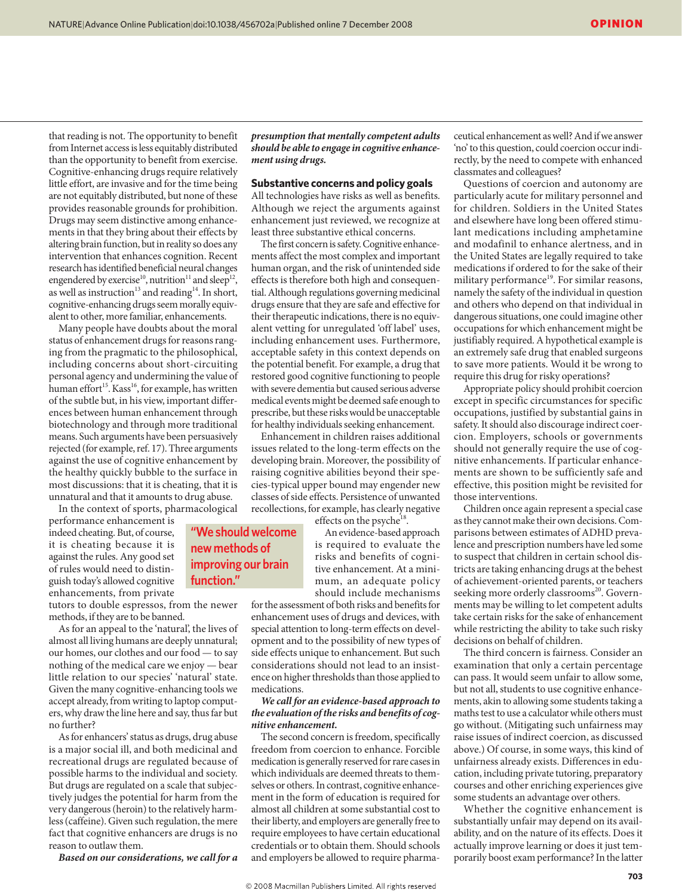that reading is not. The opportunity to benefit from Internet access is less equitably distributed than the opportunity to benefit from exercise. Cognitive-enhancing drugs require relatively little effort, are invasive and for the time being are not equitably distributed, but none of these provides reasonable grounds for prohibition. Drugs may seem distinctive among enhancements in that they bring about their effects by altering brain function, but in reality so does any intervention that enhances cognition. Recent research has identified beneficial neural changes engendered by exercise[10], nutrition[11] and sleep[12], as well as instruction[13] and reading[14]. In short, cognitive-enhancing drugs seem morally equivalent to other, more familiar, enhancements.

Many people have doubts about the moral status of enhancement drugs for reasons ranging from the pragmatic to the philosophical, including concerns about short-circuiting personal agency and undermining the value of human effort[15]. Kass[16], for example, has written of the subtle but, in his view, important differences between human enhancement through biotechnology and through more traditional means. Such arguments have been persuasively rejected (for example, ref. 17). Three arguments against the use of cognitive enhancement by the healthy quickly bubble to the surface in most discussions: that it is cheating, that it is unnatural and that it amounts to drug abuse.

In the context of sports, pharmacological performance enhancement is indeed cheating. But, of course, it is cheating because it is against the rules. Any good set of rules would need to distinguish today's allowed cognitive enhancements, from private tutors to double espressos, from the newer methods, if they are to be banned.

**"We should welcome new methods of improving our brain function."**

As for an appeal to the 'natural', the lives of almost all living humans are deeply unnatural; our homes, our clothes and our food — to say nothing of the medical care we enjoy — bear little relation to our species' 'natural' state. Given the many cognitive-enhancing tools we accept already, from writing to laptop computers, why draw the line here and say, thus far but no further?

As for enhancers' status as drugs, drug abuse is a major social ill, and both medicinal and recreational drugs are regulated because of possible harms to the individual and society. But drugs are regulated on a scale that subjectively judges the potential for harm from the very dangerous (heroin) to the relatively harmless (caffeine). Given such regulation, the mere fact that cognitive enhancers are drugs is no reason to outlaw them.

***Based on our considerations, we call for a presumption that mentally competent adults should be able to engage in cognitive enhancement using drugs.***

## Substantive concerns and policy goals

All technologies have risks as well as benefits. Although we reject the arguments against enhancement just reviewed, we recognize at least three substantive ethical concerns.

The first concern is safety. Cognitive enhancements affect the most complex and important human organ, and the risk of unintended side effects is therefore both high and consequential. Although regulations governing medicinal drugs ensure that they are safe and effective for their therapeutic indications, there is no equivalent vetting for unregulated 'off label' uses, including enhancement uses. Furthermore, acceptable safety in this context depends on the potential benefit. For example, a drug that restored good cognitive functioning to people with severe dementia but caused serious adverse medical events might be deemed safe enough to prescribe, but these risks would be unacceptable for healthy individuals seeking enhancement.

Enhancement in children raises additional issues related to the long-term effects on the developing brain. Moreover, the possibility of raising cognitive abilities beyond their species-typical upper bound may engender new classes of side effects. Persistence of unwanted recollections, for example, has clearly negative effects on the psyche[18].

An evidence-based approach is required to evaluate the risks and benefits of cognitive enhancement. At a minimum, an adequate policy should include mechanisms for the assessment of both risks and benefits for enhancement uses of drugs and devices, with special attention to long-term effects on development and to the possibility of new types of side effects unique to enhancement. But such considerations should not lead to an insistence on higher thresholds than those applied to medications.

***We call for an evidence-based approach to the evaluation of the risks and benefits of cognitive enhancement.***

The second concern is freedom, specifically freedom from coercion to enhance. Forcible medication is generally reserved for rare cases in which individuals are deemed threats to themselves or others. In contrast, cognitive enhancement in the form of education is required for almost all children at some substantial cost to their liberty, and employers are generally free to require employees to have certain educational credentials or to obtain them. Should schools and employers be allowed to require pharmaceutical enhancement as well? And if we answer 'no' to this question, could coercion occur indirectly, by the need to compete with enhanced classmates and colleagues?

Questions of coercion and autonomy are particularly acute for military personnel and for children. Soldiers in the United States and elsewhere have long been offered stimulant medications including amphetamine and modafinil to enhance alertness, and in the United States are legally required to take medications if ordered to for the sake of their military performance[19]. For similar reasons, namely the safety of the individual in question and others who depend on that individual in dangerous situations, one could imagine other occupations for which enhancement might be justifiably required. A hypothetical example is an extremely safe drug that enabled surgeons to save more patients. Would it be wrong to require this drug for risky operations?

Appropriate policy should prohibit coercion except in specific circumstances for specific occupations, justified by substantial gains in safety. It should also discourage indirect coercion. Employers, schools or governments should not generally require the use of cognitive enhancements. If particular enhancements are shown to be sufficiently safe and effective, this position might be revisited for those interventions.

Children once again represent a special case as they cannot make their own decisions. Comparisons between estimates of ADHD prevalence and prescription numbers have led some to suspect that children in certain school districts are taking enhancing drugs at the behest of achievement-oriented parents, or teachers seeking more orderly classrooms[20]. Governments may be willing to let competent adults take certain risks for the sake of enhancement while restricting the ability to take such risky decisions on behalf of children.

The third concern is fairness. Consider an examination that only a certain percentage can pass. It would seem unfair to allow some, but not all, students to use cognitive enhancements, akin to allowing some students taking a maths test to use a calculator while others must go without. (Mitigating such unfairness may raise issues of indirect coercion, as discussed above.) Of course, in some ways, this kind of unfairness already exists. Differences in education, including private tutoring, preparatory courses and other enriching experiences give some students an advantage over others.

Whether the cognitive enhancement is substantially unfair may depend on its availability, and on the nature of its effects. Does it actually improve learning or does it just temporarily boost exam performance? In the latter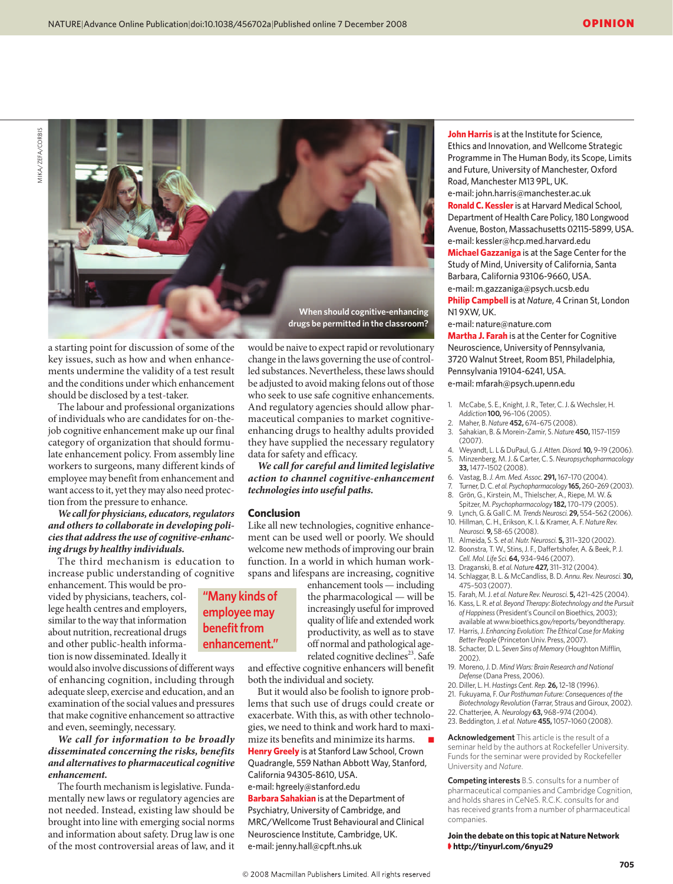When should cognitive-enhancing drugs be permitted in the classroom?

a starting point for discussion of some of the key issues, such as how and when enhancements undermine the validity of a test result and the conditions under which enhancement should be disclosed by a test-taker.

The labour and professional organizations of individuals who are candidates for on-the-job cognitive enhancement make up our final category of organization that should formulate enhancement policy. From assembly line workers to surgeons, many different kinds of employee may benefit from enhancement and want access to it, yet they may also need protection from the pressure to enhance.

***We call for physicians, educators, regulators and others to collaborate in developing policies that address the use of cognitive-enhancing drugs by healthy individuals.***

The third mechanism is education to increase public understanding of cognitive enhancement. This would be provided by physicians, teachers, college health centres and employers, similar to the way that information about nutrition, recreational drugs and other public-health information is now disseminated. Ideally it would also involve discussions of different ways of enhancing cognition, including through adequate sleep, exercise and education, and an examination of the social values and pressures that make cognitive enhancement so attractive and even, seemingly, necessary.

***We call for information to be broadly disseminated concerning the risks, benefits and alternatives to pharmaceutical cognitive enhancement.***

The fourth mechanism is legislative. Fundamentally new laws or regulatory agencies are not needed. Instead, existing law should be brought into line with emerging social norms and information about safety. Drug law is one of the most controversial areas of law, and it would be naive to expect rapid or revolutionary change in the laws governing the use of controlled substances. Nevertheless, these laws should be adjusted to avoid making felons out of those who seek to use safe cognitive enhancements. And regulatory agencies should allow pharmaceutical companies to market cognitive-enhancing drugs to healthy adults provided they have supplied the necessary regulatory data for safety and efficacy.

***We call for careful and limited legislative action to channel cognitive-enhancement technologies into useful paths.***

## Conclusion

Like all new technologies, cognitive enhancement can be used well or poorly. We should welcome new methods of improving our brain function. In a world in which human workspans and lifespans are increasing, cognitive enhancement tools — including the pharmacological — will be increasingly useful for improved quality of life and extended work productivity, as well as to stave off normal and pathological age-related cognitive declines[23]. Safe and effective cognitive enhancers will benefit both the individual and society.

"Many kinds of employee may benefit from enhancement."

But it would also be foolish to ignore problems that such use of drugs could create or exacerbate. With this, as with other technologies, we need to think and work hard to maximize its benefits and minimize its harms. ■

**Henry Greely** is at Stanford Law School, Crown Quadrangle, 559 Nathan Abbott Way, Stanford, California 94305-8610, USA.
e-mail: hgreely@stanford.edu

**Barbara Sahakian** is at the Department of Psychiatry, University of Cambridge, and MRC/Wellcome Trust Behavioural and Clinical Neuroscience Institute, Cambridge, UK.
e-mail: jenny.hall@cpft.nhs.uk

**John Harris** is at the Institute for Science, Ethics and Innovation, and Wellcome Strategic Programme in The Human Body, its Scope, Limits and Future, University of Manchester, Oxford Road, Manchester M13 9PL, UK.
e-mail: john.harris@manchester.ac.uk

**Ronald C. Kessler** is at Harvard Medical School, Department of Health Care Policy, 180 Longwood Avenue, Boston, Massachusetts 02115-5899, USA.
e-mail: kessler@hcp.med.harvard.edu

**Michael Gazzaniga** is at the Sage Center for the Study of Mind, University of California, Santa Barbara, California 93106-9660, USA.
e-mail: m.gazzaniga@psych.ucsb.edu

**Philip Campbell** is at *Nature*, 4 Crinan St, London N1 9XW, UK.
e-mail: nature@nature.com

**Martha J. Farah** is at the Center for Cognitive Neuroscience, University of Pennsylvania, 3720 Walnut Street, Room B51, Philadelphia, Pennsylvania 19104-6241, USA.
e-mail: mfarah@psych.upenn.edu

1. McCabe, S. E., Knight, J. R., Teter, C. J. & Wechsler, H. *Addiction* **100,** 96–106 (2005).
2. Maher, B. *Nature* **452,** 674–675 (2008).
3. Sahakian, B. & Morein-Zamir, S. *Nature* **450,** 1157–1159 (2007).
4. Weyandt, L. L & DuPaul, G. *J. Atten. Disord.* **10,** 9–19 (2006).
5. Minzenberg, M. J. & Carter, C. S. *Neuropsychopharmacology* **33,** 1477–1502 (2008).
6. Vastag, B. *J. Am. Med. Assoc.* **291,** 167–170 (2004).
7. Turner, D. C. *et al. Psychopharmacology* **165,** 260–269 (2003).
8. Grön, G., Kirstein, M., Thielscher, A., Riepe, M. W. & Spitzer, M. *Psychopharmacology* **182,** 170–179 (2005).
9. Lynch, G. & Gall C. M. *Trends Neurosci.* **29,** 554–562 (2006).
10. Hillman, C. H., Erikson, K. I. & Kramer, A. F. *Nature Rev. Neurosci.* **9,** 58–65 (2008).
11. Almeida, S. S. *et al. Nutr. Neurosci.* **5,** 311–320 (2002).
12. Boonstra, T. W., Stins, J. F., Daffertshofer, A. & Beek, P. J. *Cell. Mol. Life Sci.* **64,** 934–946 (2007).
13. Draganski, B. *et al. Nature* **427,** 311–312 (2004).
14. Schlaggar, B. L. & McCandliss, B. D. *Annu. Rev. Neurosci.* **30,** 475–503 (2007).
15. Farah, M. J. *et al. Nature Rev. Neurosci.* **5,** 421–425 (2004).
16. Kass, L. R. *et al. Beyond Therapy: Biotechnology and the Pursuit of Happiness* (President's Council on Bioethics, 2003); available at www.bioethics.gov/reports/beyondtherapy.
17. Harris, J. *Enhancing Evolution: The Ethical Case for Making Better People* (Princeton Univ. Press, 2007).
18. Schacter, D. L. *Seven Sins of Memory* (Houghton Mifflin, 2002).
19. Moreno, J. D. *Mind Wars: Brain Research and National Defense* (Dana Press, 2006).
20. Diller, L. H. *Hastings Cent. Rep.* **26,** 12–18 (1996).
21. Fukuyama, F. *Our Posthuman Future: Consequences of the Biotechnology Revolution* (Farrar, Straus and Giroux, 2002).
22. Chatterjee, A. *Neurology* **63,** 968–974 (2004).
23. Beddington, J. *et al. Nature* **455,** 1057–1060 (2008).

**Acknowledgement** This article is the result of a seminar held by the authors at Rockefeller University. Funds for the seminar were provided by Rockefeller University and *Nature*.

**Competing interests** B.S. consults for a number of pharmaceutical companies and Cambridge Cognition, and holds shares in CeNeS. R.C.K. consults for and has received grants from a number of pharmaceutical companies.

**Join the debate on this topic at Nature Network**
➧ **http://tinyurl.com/6nyu29**